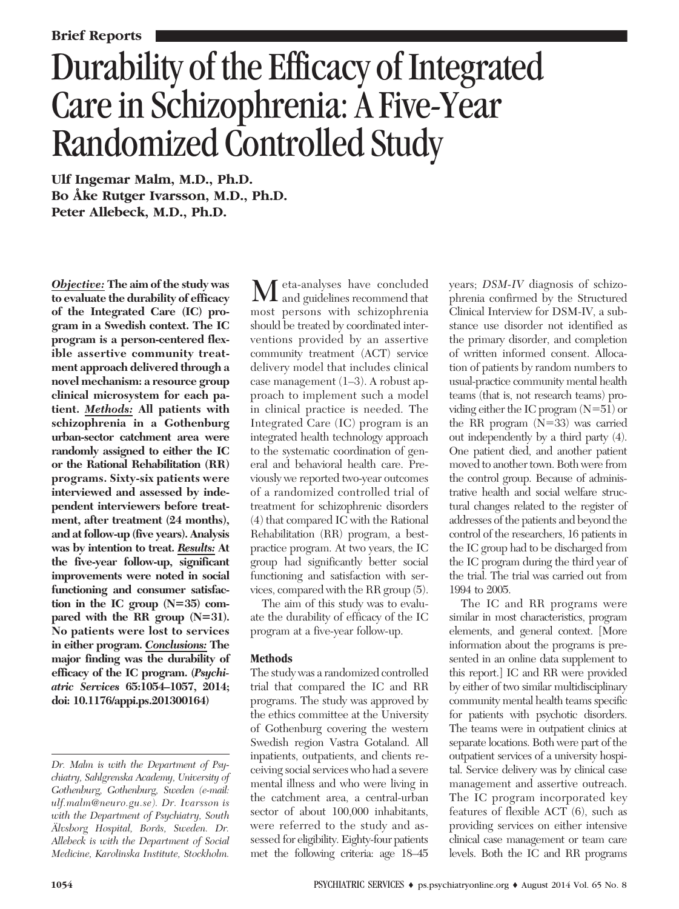Brief Reports

# Durability of the Efficacy of Integrated Care in Schizophrenia: A Five-Year Randomized Controlled Study

**Ulf Ingemar Malm, M.D., Ph.D.**
**Bo Åke Rutger Ivarsson, M.D., Ph.D.**
**Peter Allebeck, M.D., Ph.D.**

***Objective:*** **The aim of the study was to evaluate the durability of efficacy of the Integrated Care (IC) program in a Swedish context. The IC program is a person-centered flexible assertive community treatment approach delivered through a novel mechanism: a resource group clinical microsystem for each patient.** ***Methods:*** **All patients with schizophrenia in a Gothenburg urban-sector catchment area were randomly assigned to either the IC or the Rational Rehabilitation (RR) programs. Sixty-six patients were interviewed and assessed by independent interviewers before treatment, after treatment (24 months), and at follow-up (five years). Analysis was by intention to treat.** ***Results:*** **At the five-year follow-up, significant improvements were noted in social functioning and consumer satisfaction in the IC group (N=35) compared with the RR group (N=31). No patients were lost to services in either program.** ***Conclusions:*** **The major finding was the durability of efficacy of the IC program. (*Psychiatric Services* 65:1054–1057, 2014; doi: 10.1176/appi.ps.201300164)**

*Dr. Malm is with the Department of Psychiatry, Sahlgrenska Academy, University of Gothenburg, Gothenburg, Sweden (e-mail: ulf.malm@neuro.gu.se). Dr. Ivarsson is with the Department of Psychiatry, South Älvsborg Hospital, Borås, Sweden. Dr. Allebeck is with the Department of Social Medicine, Karolinska Institute, Stockholm.*

Meta-analyses have concluded and guidelines recommend that most persons with schizophrenia should be treated by coordinated interventions provided by an assertive community treatment (ACT) service delivery model that includes clinical case management (1–3). A robust approach to implement such a model in clinical practice is needed. The Integrated Care (IC) program is an integrated health technology approach to the systematic coordination of general and behavioral health care. Previously we reported two-year outcomes of a randomized controlled trial of treatment for schizophrenic disorders (4) that compared IC with the Rational Rehabilitation (RR) program, a best-practice program. At two years, the IC group had significantly better social functioning and satisfaction with services, compared with the RR group (5).

The aim of this study was to evaluate the durability of efficacy of the IC program at a five-year follow-up.

## Methods

The study was a randomized controlled trial that compared the IC and RR programs. The study was approved by the ethics committee at the University of Gothenburg covering the western Swedish region Vastra Gotaland. All inpatients, outpatients, and clients receiving social services who had a severe mental illness and who were living in the catchment area, a central-urban sector of about 100,000 inhabitants, were referred to the study and assessed for eligibility. Eighty-four patients met the following criteria: age 18–45 years; *DSM-IV* diagnosis of schizophrenia confirmed by the Structured Clinical Interview for DSM-IV, a substance use disorder not identified as the primary disorder, and completion of written informed consent. Allocation of patients by random numbers to usual-practice community mental health teams (that is, not research teams) providing either the IC program (N=51) or the RR program (N=33) was carried out independently by a third party (4). One patient died, and another patient moved to another town. Both were from the control group. Because of administrative health and social welfare structural changes related to the register of addresses of the patients and beyond the control of the researchers, 16 patients in the IC group had to be discharged from the IC program during the third year of the trial. The trial was carried out from 1994 to 2005.

The IC and RR programs were similar in most characteristics, program elements, and general context. [More information about the programs is presented in an online data supplement to this report.] IC and RR were provided by either of two similar multidisciplinary community mental health teams specific for patients with psychotic disorders. The teams were in outpatient clinics at separate locations. Both were part of the outpatient services of a university hospital. Service delivery was by clinical case management and assertive outreach. The IC program incorporated key features of flexible ACT (6), such as providing services on either intensive clinical case management or team care levels. Both the IC and RR programs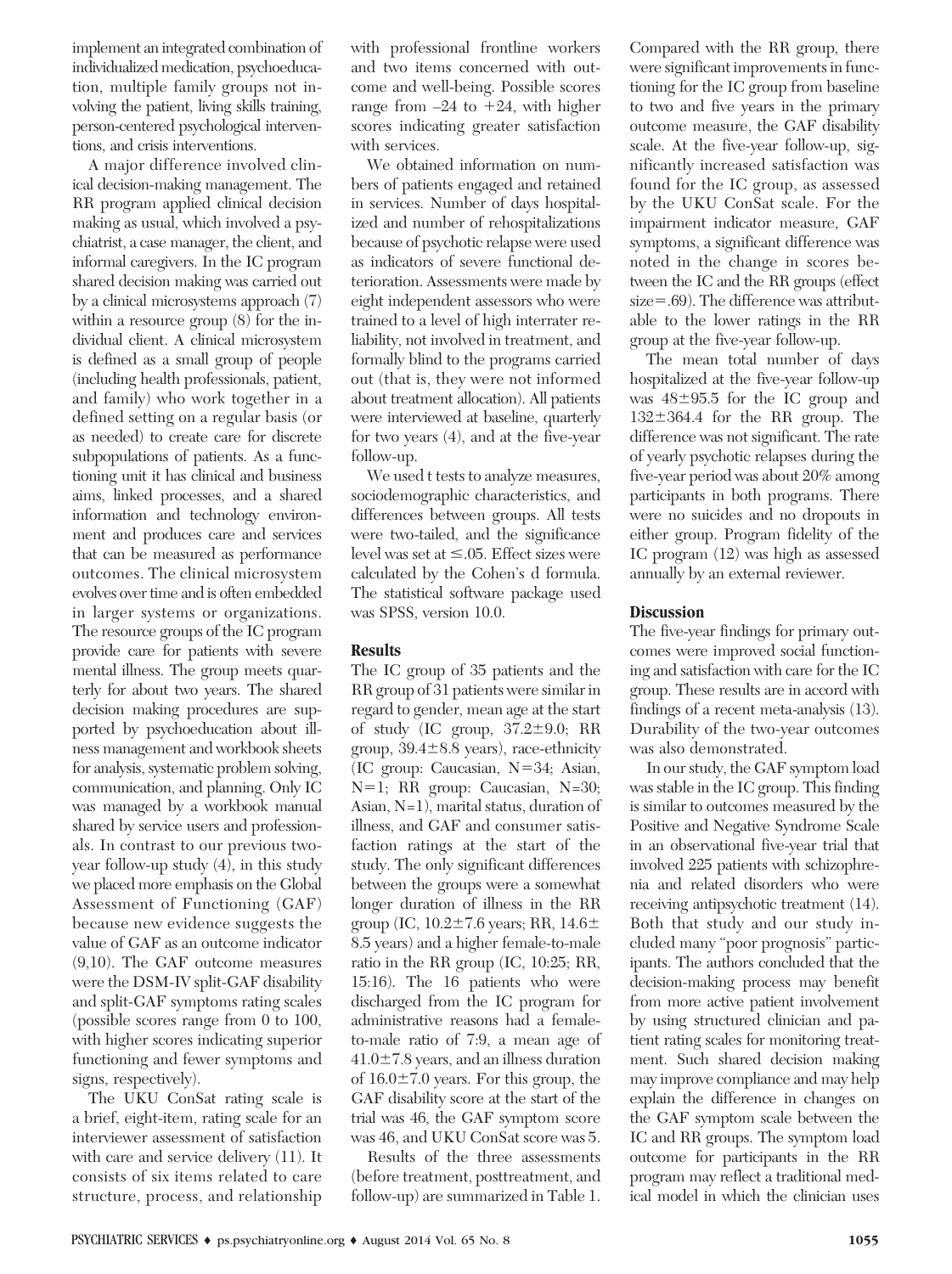implement an integrated combination of individualized medication, psychoeducation, multiple family groups not involving the patient, living skills training, person-centered psychological interventions, and crisis interventions.

A major difference involved clinical decision-making management. The RR program applied clinical decision making as usual, which involved a psychiatrist, a case manager, the client, and informal caregivers. In the IC program shared decision making was carried out by a clinical microsystems approach (7) within a resource group (8) for the individual client. A clinical microsystem is defined as a small group of people (including health professionals, patient, and family) who work together in a defined setting on a regular basis (or as needed) to create care for discrete subpopulations of patients. As a functioning unit it has clinical and business aims, linked processes, and a shared information and technology environment and produces care and services that can be measured as performance outcomes. The clinical microsystem evolves over time and is often embedded in larger systems or organizations. The resource groups of the IC program provide care for patients with severe mental illness. The group meets quarterly for about two years. The shared decision making procedures are supported by psychoeducation about illness management and workbook sheets for analysis, systematic problem solving, communication, and planning. Only IC was managed by a workbook manual shared by service users and professionals. In contrast to our previous two-year follow-up study (4), in this study we placed more emphasis on the Global Assessment of Functioning (GAF) because new evidence suggests the value of GAF as an outcome indicator (9,10). The GAF outcome measures were the DSM-IV split-GAF disability and split-GAF symptoms rating scales (possible scores range from 0 to 100, with higher scores indicating superior functioning and fewer symptoms and signs, respectively).

The UKU ConSat rating scale is a brief, eight-item, rating scale for an interviewer assessment of satisfaction with care and service delivery (11). It consists of six items related to care structure, process, and relationship with professional frontline workers and two items concerned with outcome and well-being. Possible scores range from –24 to +24, with higher scores indicating greater satisfaction with services.

We obtained information on numbers of patients engaged and retained in services. Number of days hospitalized and number of rehospitalizations because of psychotic relapse were used as indicators of severe functional deterioration. Assessments were made by eight independent assessors who were trained to a level of high interrater reliability, not involved in treatment, and formally blind to the programs carried out (that is, they were not informed about treatment allocation). All patients were interviewed at baseline, quarterly for two years (4), and at the five-year follow-up.

We used t tests to analyze measures, sociodemographic characteristics, and differences between groups. All tests were two-tailed, and the significance level was set at $\leq .05$. Effect sizes were calculated by the Cohen's d formula. The statistical software package used was SPSS, version 10.0.

## Results

The IC group of 35 patients and the RR group of 31 patients were similar in regard to gender, mean age at the start of study (IC group, $37.2\pm9.0$; RR group, $39.4\pm8.8$ years), race-ethnicity (IC group: Caucasian, N=34; Asian, N=1; RR group: Caucasian, N=30; Asian, N=1), marital status, duration of illness, and GAF and consumer satisfaction ratings at the start of the study. The only significant differences between the groups were a somewhat longer duration of illness in the RR group (IC, $10.2\pm7.6$ years; RR, $14.6\pm8.5$ years) and a higher female-to-male ratio in the RR group (IC, 10:25; RR, 15:16). The 16 patients who were discharged from the IC program for administrative reasons had a female-to-male ratio of 7:9, a mean age of $41.0\pm7.8$ years, and an illness duration of $16.0\pm7.0$ years. For this group, the GAF disability score at the start of the trial was 46, the GAF symptom score was 46, and UKU ConSat score was 5.

Results of the three assessments (before treatment, posttreatment, and follow-up) are summarized in Table 1. Compared with the RR group, there were significant improvements in functioning for the IC group from baseline to two and five years in the primary outcome measure, the GAF disability scale. At the five-year follow-up, significantly increased satisfaction was found for the IC group, as assessed by the UKU ConSat scale. For the impairment indicator measure, GAF symptoms, a significant difference was noted in the change in scores between the IC and the RR groups (effect size=.69). The difference was attributable to the lower ratings in the RR group at the five-year follow-up.

The mean total number of days hospitalized at the five-year follow-up was $48\pm95.5$ for the IC group and $132\pm364.4$ for the RR group. The difference was not significant. The rate of yearly psychotic relapses during the five-year period was about 20% among participants in both programs. There were no suicides and no dropouts in either group. Program fidelity of the IC program (12) was high as assessed annually by an external reviewer.

## Discussion

The five-year findings for primary outcomes were improved social functioning and satisfaction with care for the IC group. These results are in accord with findings of a recent meta-analysis (13). Durability of the two-year outcomes was also demonstrated.

In our study, the GAF symptom load was stable in the IC group. This finding is similar to outcomes measured by the Positive and Negative Syndrome Scale in an observational five-year trial that involved 225 patients with schizophrenia and related disorders who were receiving antipsychotic treatment (14). Both that study and our study included many "poor prognosis" participants. The authors concluded that the decision-making process may benefit from more active patient involvement by using structured clinician and patient rating scales for monitoring treatment. Such shared decision making may improve compliance and may help explain the difference in changes on the GAF symptom scale between the IC and RR groups. The symptom load outcome for participants in the RR program may reflect a traditional medical model in which the clinician uses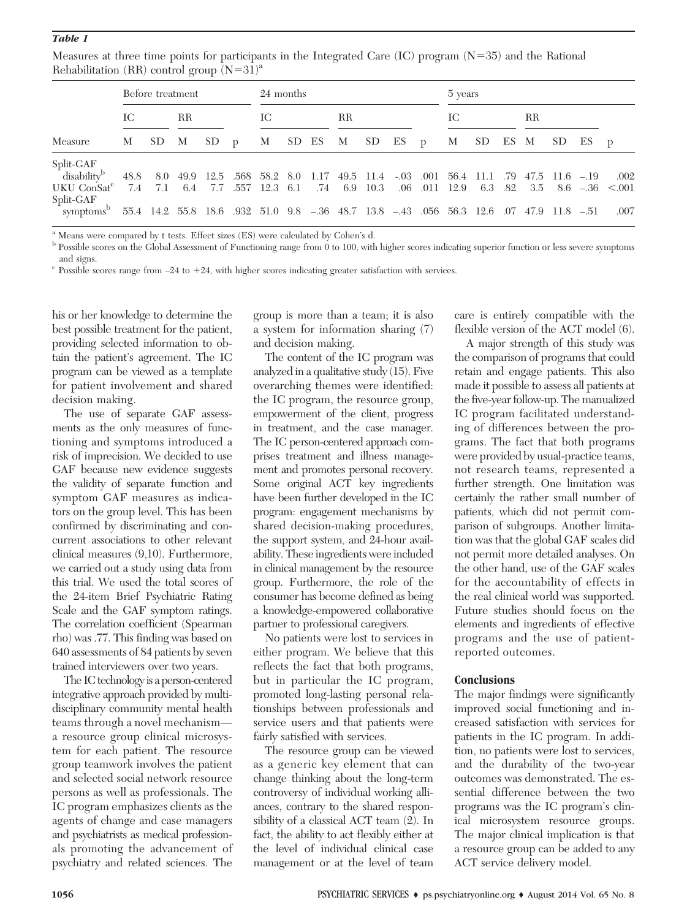*Table 1*

Measures at three time points for participants in the Integrated Care (IC) program (N=35) and the Rational Rehabilitation (RR) control group (N=31)[a]

| | Before treatment | | | | | 24 months | | | | | | | 5 years | | | | | | |
|---|---|---|---|---|---|---|---|---|---|---|---|---|---|---|---|---|---|---|---|
| | IC | | RR | | | IC | | | RR | | | | IC | | | RR | | | |
| Measure | M | SD | M | SD | p | M | SD | ES | M | SD | ES | p | M | SD | ES | M | SD | ES | p |
| Split-GAF disability[b] | 48.8 | 8.0 | 49.9 | 12.5 | .568 | 58.2 | 8.0 | 1.17 | 49.5 | 11.4 | –.03 | .001 | 56.4 | 11.1 | .79 | 47.5 | 11.6 | –.19 | .002 |
| UKU ConSat[c] | 7.4 | 7.1 | 6.4 | 7.7 | .557 | 12.3 | 6.1 | .74 | 6.9 | 10.3 | .06 | .011 | 12.9 | 6.3 | .82 | 3.5 | 8.6 | –.36 | <.001 |
| Split-GAF symptoms[b] | 55.4 | 14.2 | 55.8 | 18.6 | .932 | 51.0 | 9.8 | –.36 | 48.7 | 13.8 | –.43 | .056 | 56.3 | 12.6 | .07 | 47.9 | 11.8 | –.51 | .007 |

[a] Means were compared by t tests. Effect sizes (ES) were calculated by Cohen's d.
[b] Possible scores on the Global Assessment of Functioning range from 0 to 100, with higher scores indicating superior function or less severe symptoms and signs.
[c] Possible scores range from –24 to +24, with higher scores indicating greater satisfaction with services.

his or her knowledge to determine the best possible treatment for the patient, providing selected information to obtain the patient's agreement. The IC program can be viewed as a template for patient involvement and shared decision making.

The use of separate GAF assessments as the only measures of functioning and symptoms introduced a risk of imprecision. We decided to use GAF because new evidence suggests the validity of separate function and symptom GAF measures as indicators on the group level. This has been confirmed by discriminating and concurrent associations to other relevant clinical measures (9,10). Furthermore, we carried out a study using data from this trial. We used the total scores of the 24-item Brief Psychiatric Rating Scale and the GAF symptom ratings. The correlation coefficient (Spearman rho) was .77. This finding was based on 640 assessments of 84 patients by seven trained interviewers over two years.

The IC technology is a person-centered integrative approach provided by multidisciplinary community mental health teams through a novel mechanism—a resource group clinical microsystem for each patient. The resource group teamwork involves the patient and selected social network resource persons as well as professionals. The IC program emphasizes clients as the agents of change and case managers and psychiatrists as medical professionals promoting the advancement of psychiatry and related sciences. The group is more than a team; it is also a system for information sharing (7) and decision making.

The content of the IC program was analyzed in a qualitative study (15). Five overarching themes were identified: the IC program, the resource group, empowerment of the client, progress in treatment, and the case manager. The IC person-centered approach comprises treatment and illness management and promotes personal recovery. Some original ACT key ingredients have been further developed in the IC program: engagement mechanisms by shared decision-making procedures, the support system, and 24-hour availability. These ingredients were included in clinical management by the resource group. Furthermore, the role of the consumer has become defined as being a knowledge-empowered collaborative partner to professional caregivers.

No patients were lost to services in either program. We believe that this reflects the fact that both programs, but in particular the IC program, promoted long-lasting personal relationships between professionals and service users and that patients were fairly satisfied with services.

The resource group can be viewed as a generic key element that can change thinking about the long-term controversy of individual working alliances, contrary to the shared responsibility of a classical ACT team (2). In fact, the ability to act flexibly either at the level of individual clinical case management or at the level of team care is entirely compatible with the flexible version of the ACT model (6).

A major strength of this study was the comparison of programs that could retain and engage patients. This also made it possible to assess all patients at the five-year follow-up. The manualized IC program facilitated understanding of differences between the programs. The fact that both programs were provided by usual-practice teams, not research teams, represented a further strength. One limitation was certainly the rather small number of patients, which did not permit comparison of subgroups. Another limitation was that the global GAF scales did not permit more detailed analyses. On the other hand, use of the GAF scales for the accountability of effects in the real clinical world was supported. Future studies should focus on the elements and ingredients of effective programs and the use of patient-reported outcomes.

## Conclusions

The major findings were significantly improved social functioning and increased satisfaction with services for patients in the IC program. In addition, no patients were lost to services, and the durability of the two-year outcomes was demonstrated. The essential difference between the two programs was the IC program's clinical microsystem resource groups. The major clinical implication is that a resource group can be added to any ACT service delivery model.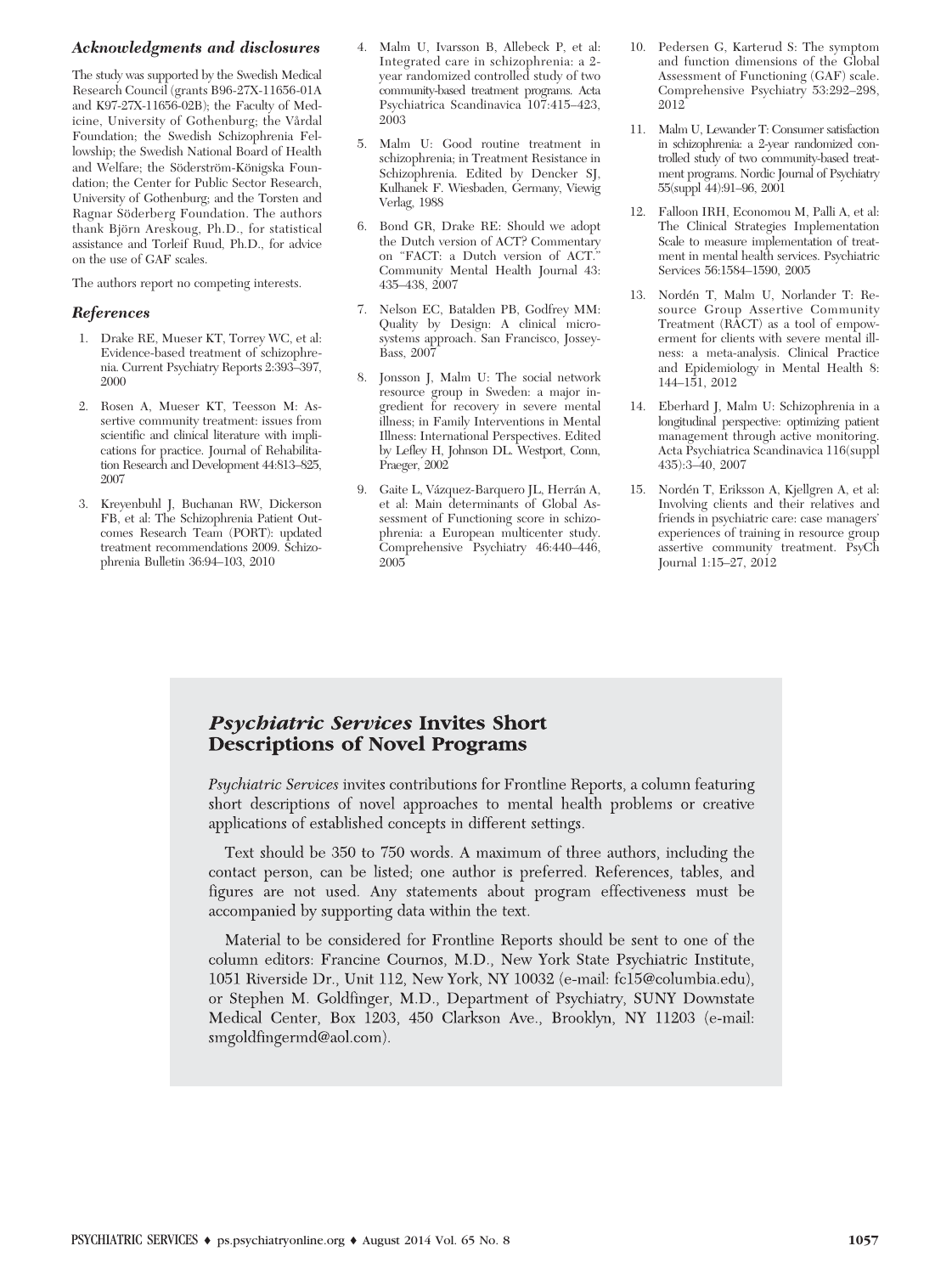### Acknowledgments and disclosures

The study was supported by the Swedish Medical Research Council (grants B96-27X-11656-01A and K97-27X-11656-02B); the Faculty of Medicine, University of Gothenburg; the Vårdal Foundation; the Swedish Schizophrenia Fellowship; the Swedish National Board of Health and Welfare; the Söderström-Königska Foundation; the Center for Public Sector Research, University of Gothenburg; and the Torsten and Ragnar Söderberg Foundation. The authors thank Björn Areskoug, Ph.D., for statistical assistance and Torleif Ruud, Ph.D., for advice on the use of GAF scales.

The authors report no competing interests.

### References

1. Drake RE, Mueser KT, Torrey WC, et al: Evidence-based treatment of schizophrenia. Current Psychiatry Reports 2:393–397, 2000
2. Rosen A, Mueser KT, Teesson M: Assertive community treatment: issues from scientific and clinical literature with implications for practice. Journal of Rehabilitation Research and Development 44:813–825, 2007
3. Kreyenbuhl J, Buchanan RW, Dickerson FB, et al: The Schizophrenia Patient Outcomes Research Team (PORT): updated treatment recommendations 2009. Schizophrenia Bulletin 36:94–103, 2010
4. Malm U, Ivarsson B, Allebeck P, et al: Integrated care in schizophrenia: a 2-year randomized controlled study of two community-based treatment programs. Acta Psychiatrica Scandinavica 107:415–423, 2003
5. Malm U: Good routine treatment in schizophrenia; in Treatment Resistance in Schizophrenia. Edited by Dencker SJ, Kulhanek F. Wiesbaden, Germany, Viewig Verlag, 1988
6. Bond GR, Drake RE: Should we adopt the Dutch version of ACT? Commentary on "FACT: a Dutch version of ACT." Community Mental Health Journal 43: 435–438, 2007
7. Nelson EC, Batalden PB, Godfrey MM: Quality by Design: A clinical microsystems approach. San Francisco, Jossey-Bass, 2007
8. Jonsson J, Malm U: The social network resource group in Sweden: a major ingredient for recovery in severe mental illness; in Family Interventions in Mental Illness: International Perspectives. Edited by Lefley H, Johnson DL. Westport, Conn, Praeger, 2002
9. Gaite L, Vázquez-Barquero JL, Herrán A, et al: Main determinants of Global Assessment of Functioning score in schizophrenia: a European multicenter study. Comprehensive Psychiatry 46:440–446, 2005
10. Pedersen G, Karterud S: The symptom and function dimensions of the Global Assessment of Functioning (GAF) scale. Comprehensive Psychiatry 53:292–298, 2012
11. Malm U, Lewander T: Consumer satisfaction in schizophrenia: a 2-year randomized controlled study of two community-based treatment programs. Nordic Journal of Psychiatry 55(suppl 44):91–96, 2001
12. Falloon IRH, Economou M, Palli A, et al: The Clinical Strategies Implementation Scale to measure implementation of treatment in mental health services. Psychiatric Services 56:1584–1590, 2005
13. Nordén T, Malm U, Norlander T: Resource Group Assertive Community Treatment (RACT) as a tool of empowerment for clients with severe mental illness: a meta-analysis. Clinical Practice and Epidemiology in Mental Health 8: 144–151, 2012
14. Eberhard J, Malm U: Schizophrenia in a longitudinal perspective: optimizing patient management through active monitoring. Acta Psychiatrica Scandinavica 116(suppl 435):3–40, 2007
15. Nordén T, Eriksson A, Kjellgren A, et al: Involving clients and their relatives and friends in psychiatric care: case managers' experiences of training in resource group assertive community treatment. PsyCh Journal 1:15–27, 2012

## *Psychiatric Services* Invites Short Descriptions of Novel Programs

*Psychiatric Services* invites contributions for Frontline Reports, a column featuring short descriptions of novel approaches to mental health problems or creative applications of established concepts in different settings.

Text should be 350 to 750 words. A maximum of three authors, including the contact person, can be listed; one author is preferred. References, tables, and figures are not used. Any statements about program effectiveness must be accompanied by supporting data within the text.

Material to be considered for Frontline Reports should be sent to one of the column editors: Francine Cournos, M.D., New York State Psychiatric Institute, 1051 Riverside Dr., Unit 112, New York, NY 10032 (e-mail: fc15@columbia.edu), or Stephen M. Goldfinger, M.D., Department of Psychiatry, SUNY Downstate Medical Center, Box 1203, 450 Clarkson Ave., Brooklyn, NY 11203 (e-mail: smgoldfingermd@aol.com).